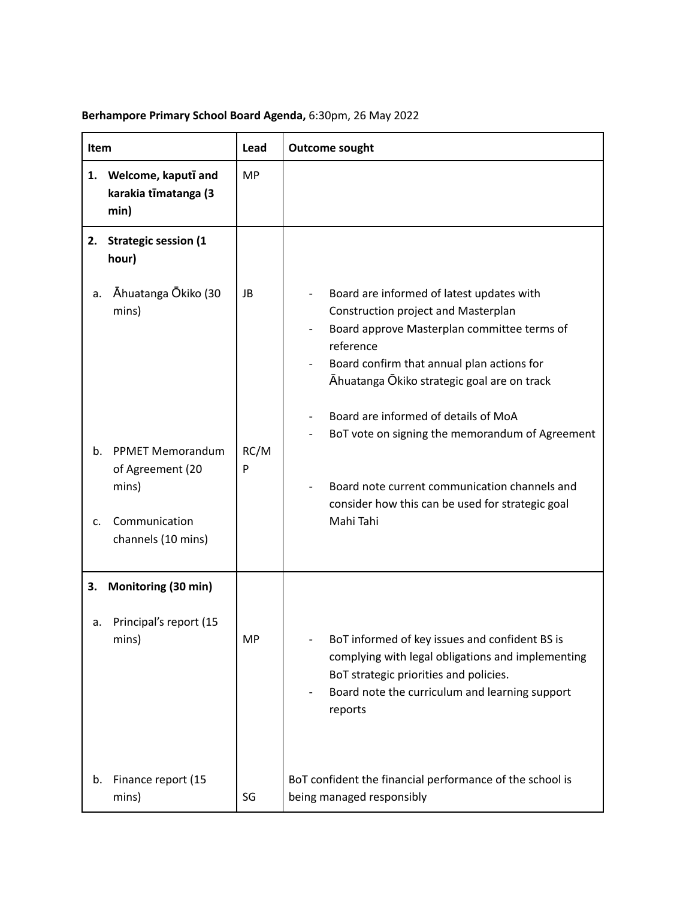**Berhampore Primary School Board Agenda,** 6:30pm, 26 May 2022

| Item | Lead | Outcome sought |
|---|---|---|
| **1. Welcome, kaputī and karakia tīmatanga (3 min)** | MP | |
| **2. Strategic session (1 hour)** | | |
| a. Āhuatanga Ōkiko (30 mins) | JB | - Board are informed of latest updates with Construction project and Masterplan<br>- Board approve Masterplan committee terms of reference<br>- Board confirm that annual plan actions for Āhuatanga Ōkiko strategic goal are on track |
| b. PPMET Memorandum of Agreement (20 mins) | RC/MP | - Board are informed of details of MoA<br>- BoT vote on signing the memorandum of Agreement |
| c. Communication channels (10 mins) | | - Board note current communication channels and consider how this can be used for strategic goal Mahi Tahi |
| **3. Monitoring (30 min)** | | |
| a. Principal's report (15 mins) | MP | - BoT informed of key issues and confident BS is complying with legal obligations and implementing BoT strategic priorities and policies.<br>- Board note the curriculum and learning support reports |
| b. Finance report (15 mins) | SG | BoT confident the financial performance of the school is being managed responsibly |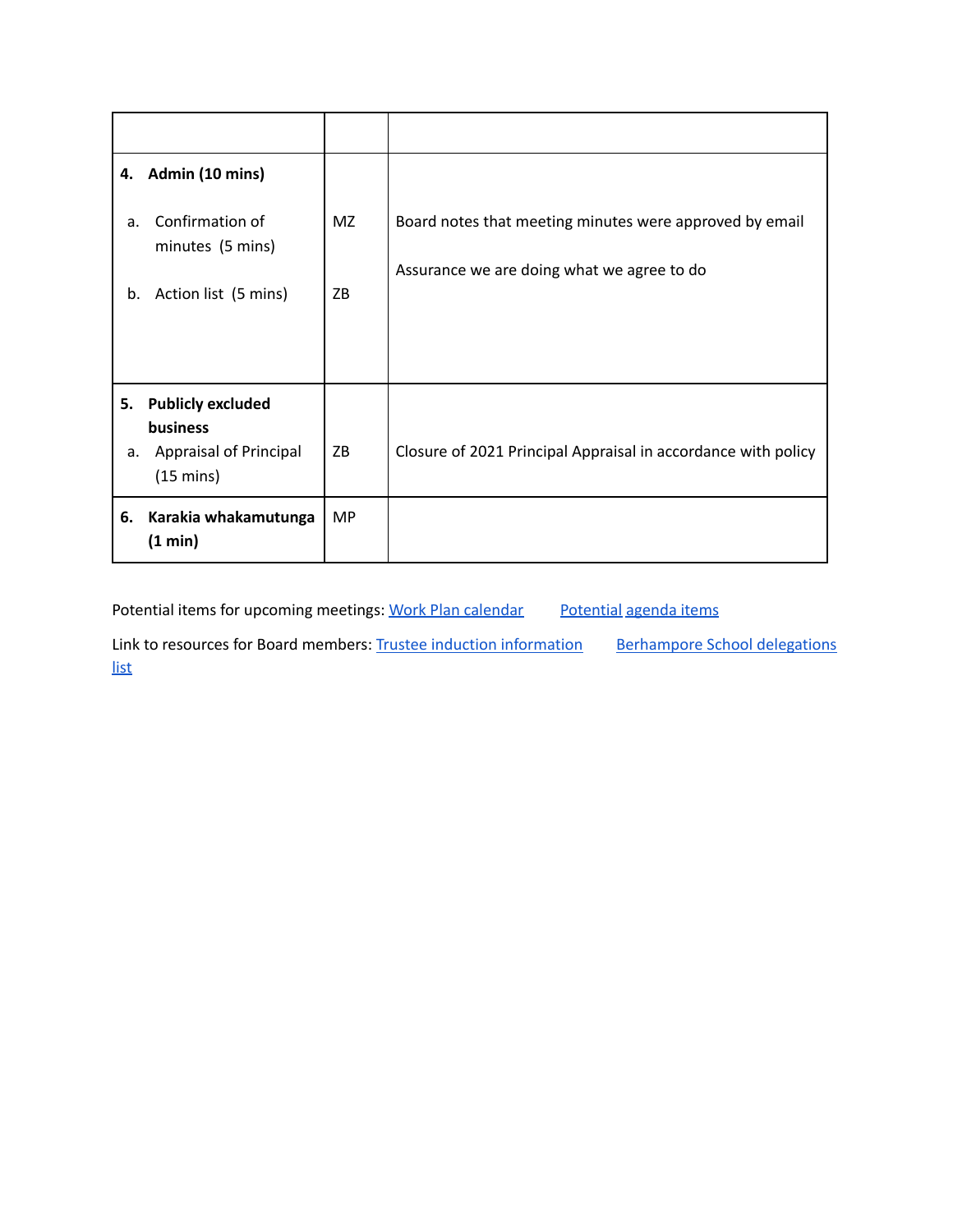| | | |
|---|---|---|
| **4. Admin (10 mins)**<br><br>a. Confirmation of minutes (5 mins)<br><br>b. Action list (5 mins) | <br><br>MZ<br><br>ZB | <br><br>Board notes that meeting minutes were approved by email<br><br>Assurance we are doing what we agree to do |
| **5. Publicly excluded business**<br>a. Appraisal of Principal (15 mins) | ZB | Closure of 2021 Principal Appraisal in accordance with policy |
| **6. Karakia whakamutunga (1 min)** | MP | |

Potential items for upcoming meetings: Work Plan calendar     Potential agenda items

Link to resources for Board members: Trustee induction information     Berhampore School delegations list